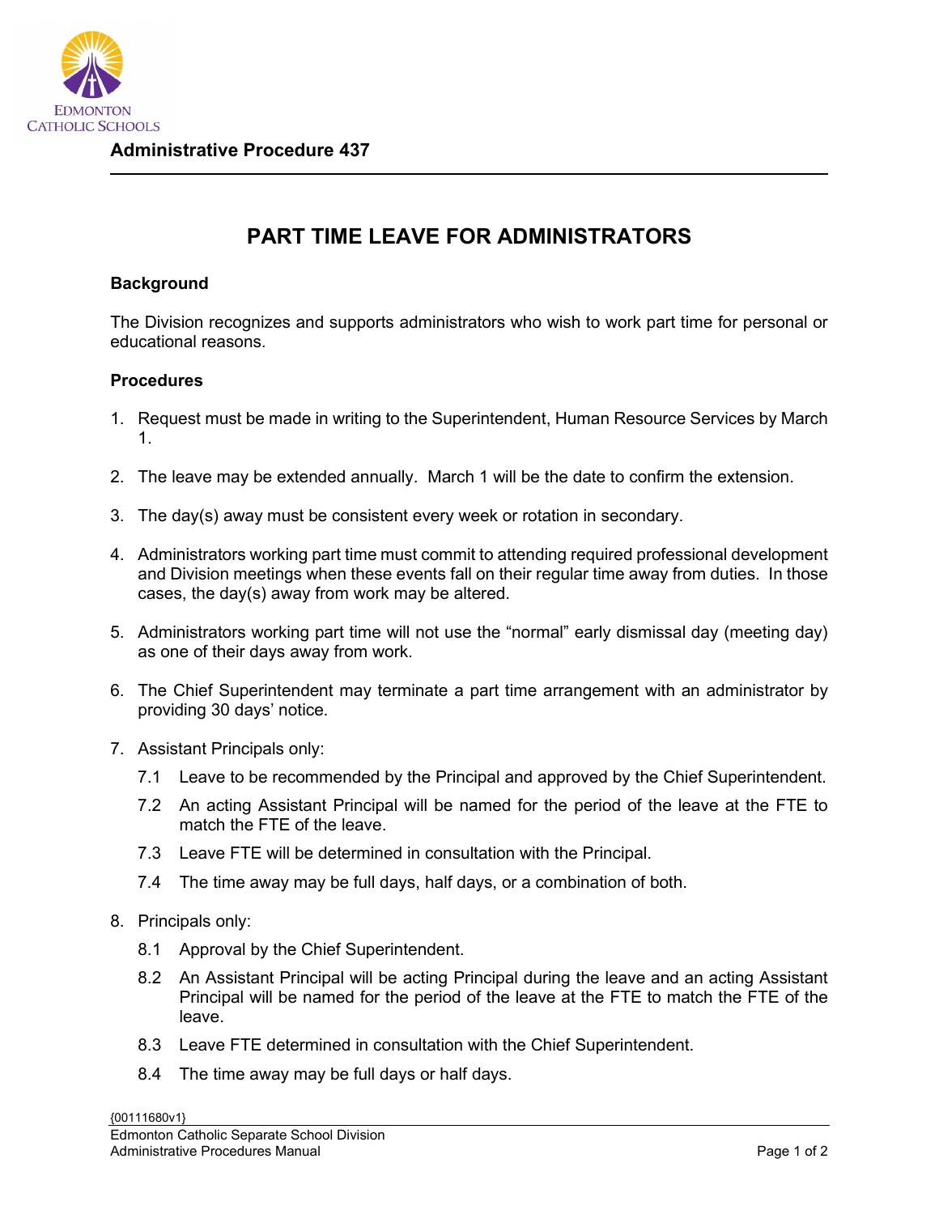Edmonton Catholic Schools

**Administrative Procedure 437**

# PART TIME LEAVE FOR ADMINISTRATORS

## Background

The Division recognizes and supports administrators who wish to work part time for personal or educational reasons.

## Procedures

1. Request must be made in writing to the Superintendent, Human Resource Services by March 1.

2. The leave may be extended annually. March 1 will be the date to confirm the extension.

3. The day(s) away must be consistent every week or rotation in secondary.

4. Administrators working part time must commit to attending required professional development and Division meetings when these events fall on their regular time away from duties. In those cases, the day(s) away from work may be altered.

5. Administrators working part time will not use the "normal" early dismissal day (meeting day) as one of their days away from work.

6. The Chief Superintendent may terminate a part time arrangement with an administrator by providing 30 days' notice.

7. Assistant Principals only:
   - 7.1 Leave to be recommended by the Principal and approved by the Chief Superintendent.
   - 7.2 An acting Assistant Principal will be named for the period of the leave at the FTE to match the FTE of the leave.
   - 7.3 Leave FTE will be determined in consultation with the Principal.
   - 7.4 The time away may be full days, half days, or a combination of both.

8. Principals only:
   - 8.1 Approval by the Chief Superintendent.
   - 8.2 An Assistant Principal will be acting Principal during the leave and an acting Assistant Principal will be named for the period of the leave at the FTE to match the FTE of the leave.
   - 8.3 Leave FTE determined in consultation with the Chief Superintendent.
   - 8.4 The time away may be full days or half days.

{00111680v1}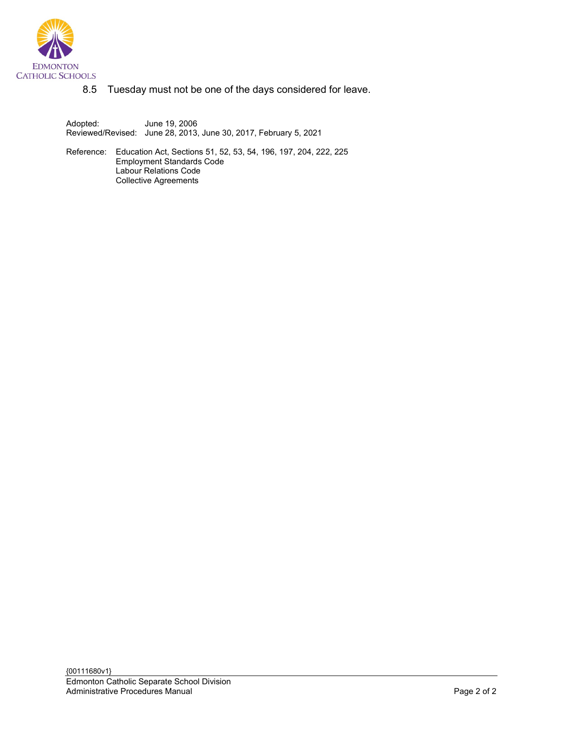8.5 Tuesday must not be one of the days considered for leave.

Adopted: June 19, 2006
Reviewed/Revised: June 28, 2013, June 30, 2017, February 5, 2021

Reference: Education Act, Sections 51, 52, 53, 54, 196, 197, 204, 222, 225
Employment Standards Code
Labour Relations Code
Collective Agreements

{00111680v1}